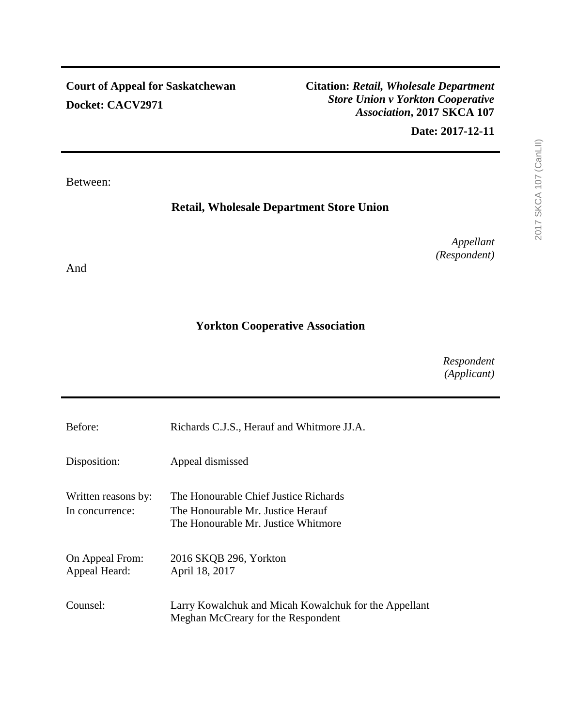**Court of Appeal for Saskatchewan**

**Docket: CACV2971**

**Citation:** ***Retail, Wholesale Department Store Union v Yorkton Cooperative Association*, 2017 SKCA 107**

**Date: 2017-12-11**

Between:

**Retail, Wholesale Department Store Union**

*Appellant (Respondent)*

And

**Yorkton Cooperative Association**

*Respondent (Applicant)*

| | |
|---|---|
| Before: | Richards C.J.S., Herauf and Whitmore JJ.A. |
| Disposition: | Appeal dismissed |
| Written reasons by: | The Honourable Chief Justice Richards |
| In concurrence: | The Honourable Mr. Justice Herauf<br>The Honourable Mr. Justice Whitmore |
| On Appeal From: | 2016 SKQB 296, Yorkton |
| Appeal Heard: | April 18, 2017 |
| Counsel: | Larry Kowalchuk and Micah Kowalchuk for the Appellant<br>Meghan McCreary for the Respondent |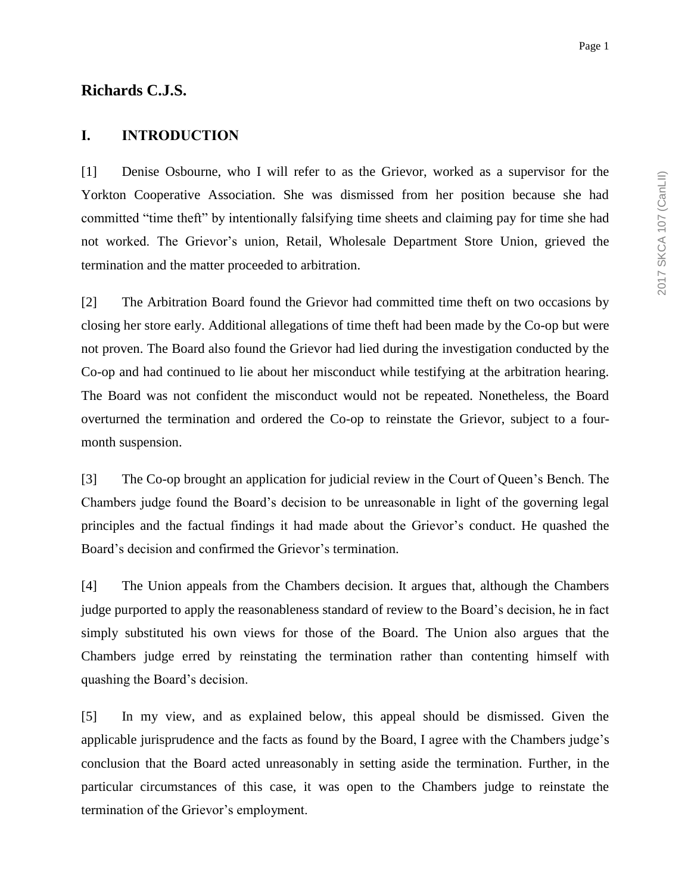**Richards C.J.S.**

## I. INTRODUCTION

[1] Denise Osbourne, who I will refer to as the Grievor, worked as a supervisor for the Yorkton Cooperative Association. She was dismissed from her position because she had committed "time theft" by intentionally falsifying time sheets and claiming pay for time she had not worked. The Grievor's union, Retail, Wholesale Department Store Union, grieved the termination and the matter proceeded to arbitration.

[2] The Arbitration Board found the Grievor had committed time theft on two occasions by closing her store early. Additional allegations of time theft had been made by the Co-op but were not proven. The Board also found the Grievor had lied during the investigation conducted by the Co-op and had continued to lie about her misconduct while testifying at the arbitration hearing. The Board was not confident the misconduct would not be repeated. Nonetheless, the Board overturned the termination and ordered the Co-op to reinstate the Grievor, subject to a four-month suspension.

[3] The Co-op brought an application for judicial review in the Court of Queen's Bench. The Chambers judge found the Board's decision to be unreasonable in light of the governing legal principles and the factual findings it had made about the Grievor's conduct. He quashed the Board's decision and confirmed the Grievor's termination.

[4] The Union appeals from the Chambers decision. It argues that, although the Chambers judge purported to apply the reasonableness standard of review to the Board's decision, he in fact simply substituted his own views for those of the Board. The Union also argues that the Chambers judge erred by reinstating the termination rather than contenting himself with quashing the Board's decision.

[5] In my view, and as explained below, this appeal should be dismissed. Given the applicable jurisprudence and the facts as found by the Board, I agree with the Chambers judge's conclusion that the Board acted unreasonably in setting aside the termination. Further, in the particular circumstances of this case, it was open to the Chambers judge to reinstate the termination of the Grievor's employment.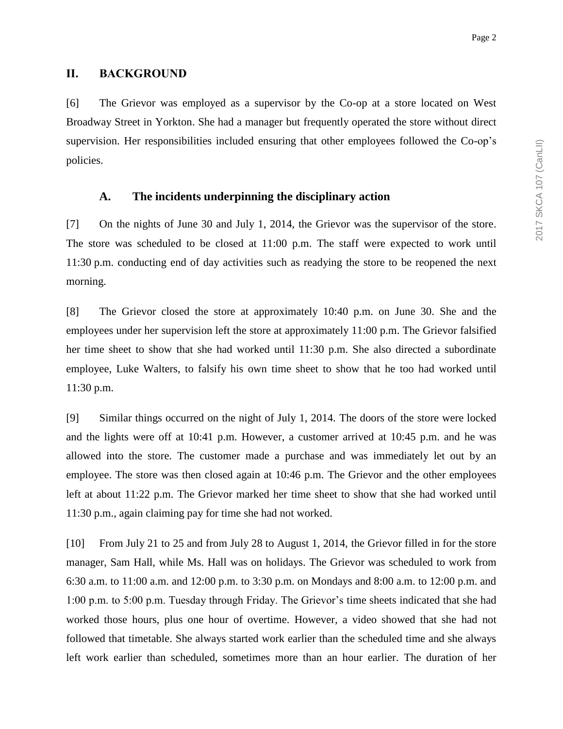## II. BACKGROUND

[6] The Grievor was employed as a supervisor by the Co-op at a store located on West Broadway Street in Yorkton. She had a manager but frequently operated the store without direct supervision. Her responsibilities included ensuring that other employees followed the Co-op's policies.

### A. The incidents underpinning the disciplinary action

[7] On the nights of June 30 and July 1, 2014, the Grievor was the supervisor of the store. The store was scheduled to be closed at 11:00 p.m. The staff were expected to work until 11:30 p.m. conducting end of day activities such as readying the store to be reopened the next morning.

[8] The Grievor closed the store at approximately 10:40 p.m. on June 30. She and the employees under her supervision left the store at approximately 11:00 p.m. The Grievor falsified her time sheet to show that she had worked until 11:30 p.m. She also directed a subordinate employee, Luke Walters, to falsify his own time sheet to show that he too had worked until 11:30 p.m.

[9] Similar things occurred on the night of July 1, 2014. The doors of the store were locked and the lights were off at 10:41 p.m. However, a customer arrived at 10:45 p.m. and he was allowed into the store. The customer made a purchase and was immediately let out by an employee. The store was then closed again at 10:46 p.m. The Grievor and the other employees left at about 11:22 p.m. The Grievor marked her time sheet to show that she had worked until 11:30 p.m., again claiming pay for time she had not worked.

[10] From July 21 to 25 and from July 28 to August 1, 2014, the Grievor filled in for the store manager, Sam Hall, while Ms. Hall was on holidays. The Grievor was scheduled to work from 6:30 a.m. to 11:00 a.m. and 12:00 p.m. to 3:30 p.m. on Mondays and 8:00 a.m. to 12:00 p.m. and 1:00 p.m. to 5:00 p.m. Tuesday through Friday. The Grievor's time sheets indicated that she had worked those hours, plus one hour of overtime. However, a video showed that she had not followed that timetable. She always started work earlier than the scheduled time and she always left work earlier than scheduled, sometimes more than an hour earlier. The duration of her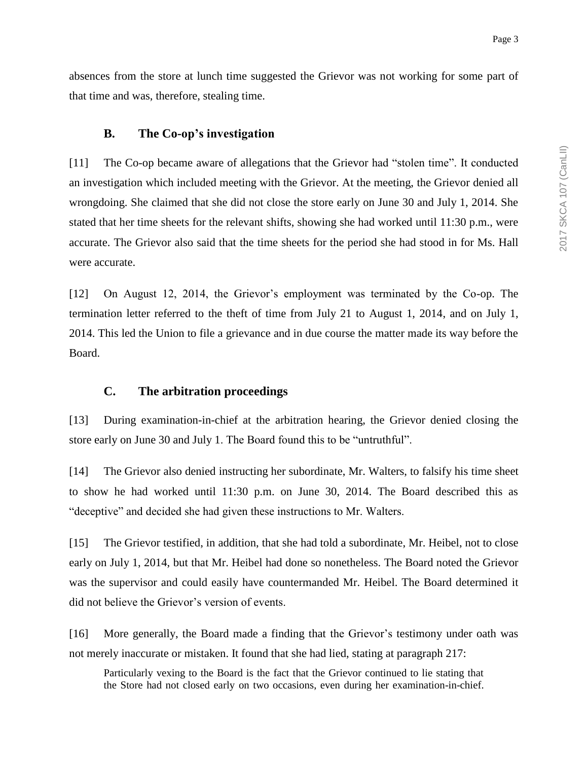absences from the store at lunch time suggested the Grievor was not working for some part of that time and was, therefore, stealing time.

### B. The Co-op's investigation

[11] The Co-op became aware of allegations that the Grievor had "stolen time". It conducted an investigation which included meeting with the Grievor. At the meeting, the Grievor denied all wrongdoing. She claimed that she did not close the store early on June 30 and July 1, 2014. She stated that her time sheets for the relevant shifts, showing she had worked until 11:30 p.m., were accurate. The Grievor also said that the time sheets for the period she had stood in for Ms. Hall were accurate.

[12] On August 12, 2014, the Grievor's employment was terminated by the Co-op. The termination letter referred to the theft of time from July 21 to August 1, 2014, and on July 1, 2014. This led the Union to file a grievance and in due course the matter made its way before the Board.

### C. The arbitration proceedings

[13] During examination-in-chief at the arbitration hearing, the Grievor denied closing the store early on June 30 and July 1. The Board found this to be "untruthful".

[14] The Grievor also denied instructing her subordinate, Mr. Walters, to falsify his time sheet to show he had worked until 11:30 p.m. on June 30, 2014. The Board described this as "deceptive" and decided she had given these instructions to Mr. Walters.

[15] The Grievor testified, in addition, that she had told a subordinate, Mr. Heibel, not to close early on July 1, 2014, but that Mr. Heibel had done so nonetheless. The Board noted the Grievor was the supervisor and could easily have countermanded Mr. Heibel. The Board determined it did not believe the Grievor's version of events.

[16] More generally, the Board made a finding that the Grievor's testimony under oath was not merely inaccurate or mistaken. It found that she had lied, stating at paragraph 217:

> Particularly vexing to the Board is the fact that the Grievor continued to lie stating that the Store had not closed early on two occasions, even during her examination-in-chief.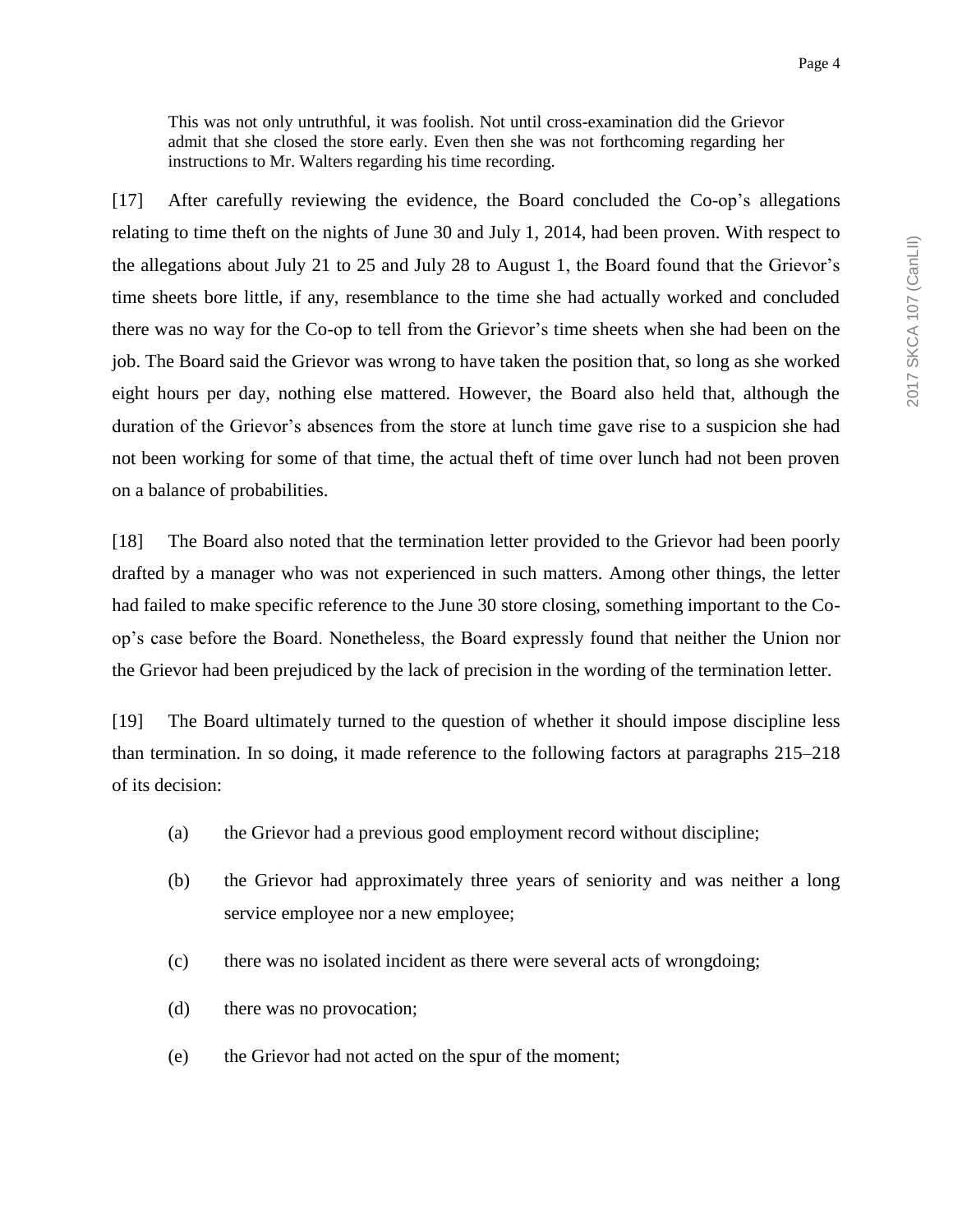> This was not only untruthful, it was foolish. Not until cross-examination did the Grievor admit that she closed the store early. Even then she was not forthcoming regarding her instructions to Mr. Walters regarding his time recording.

[17] After carefully reviewing the evidence, the Board concluded the Co-op's allegations relating to time theft on the nights of June 30 and July 1, 2014, had been proven. With respect to the allegations about July 21 to 25 and July 28 to August 1, the Board found that the Grievor's time sheets bore little, if any, resemblance to the time she had actually worked and concluded there was no way for the Co-op to tell from the Grievor's time sheets when she had been on the job. The Board said the Grievor was wrong to have taken the position that, so long as she worked eight hours per day, nothing else mattered. However, the Board also held that, although the duration of the Grievor's absences from the store at lunch time gave rise to a suspicion she had not been working for some of that time, the actual theft of time over lunch had not been proven on a balance of probabilities.

[18] The Board also noted that the termination letter provided to the Grievor had been poorly drafted by a manager who was not experienced in such matters. Among other things, the letter had failed to make specific reference to the June 30 store closing, something important to the Co-op's case before the Board. Nonetheless, the Board expressly found that neither the Union nor the Grievor had been prejudiced by the lack of precision in the wording of the termination letter.

[19] The Board ultimately turned to the question of whether it should impose discipline less than termination. In so doing, it made reference to the following factors at paragraphs 215–218 of its decision:

(a) the Grievor had a previous good employment record without discipline;

(b) the Grievor had approximately three years of seniority and was neither a long service employee nor a new employee;

(c) there was no isolated incident as there were several acts of wrongdoing;

(d) there was no provocation;

(e) the Grievor had not acted on the spur of the moment;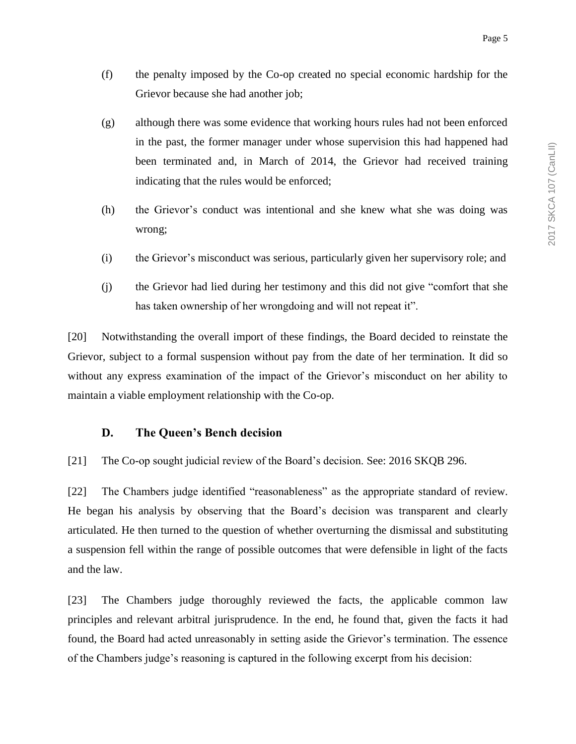(f) the penalty imposed by the Co-op created no special economic hardship for the Grievor because she had another job;

(g) although there was some evidence that working hours rules had not been enforced in the past, the former manager under whose supervision this had happened had been terminated and, in March of 2014, the Grievor had received training indicating that the rules would be enforced;

(h) the Grievor's conduct was intentional and she knew what she was doing was wrong;

(i) the Grievor's misconduct was serious, particularly given her supervisory role; and

(j) the Grievor had lied during her testimony and this did not give "comfort that she has taken ownership of her wrongdoing and will not repeat it".

[20] Notwithstanding the overall import of these findings, the Board decided to reinstate the Grievor, subject to a formal suspension without pay from the date of her termination. It did so without any express examination of the impact of the Grievor's misconduct on her ability to maintain a viable employment relationship with the Co-op.

### D. The Queen's Bench decision

[21] The Co-op sought judicial review of the Board's decision. See: 2016 SKQB 296.

[22] The Chambers judge identified "reasonableness" as the appropriate standard of review. He began his analysis by observing that the Board's decision was transparent and clearly articulated. He then turned to the question of whether overturning the dismissal and substituting a suspension fell within the range of possible outcomes that were defensible in light of the facts and the law.

[23] The Chambers judge thoroughly reviewed the facts, the applicable common law principles and relevant arbitral jurisprudence. In the end, he found that, given the facts it had found, the Board had acted unreasonably in setting aside the Grievor's termination. The essence of the Chambers judge's reasoning is captured in the following excerpt from his decision: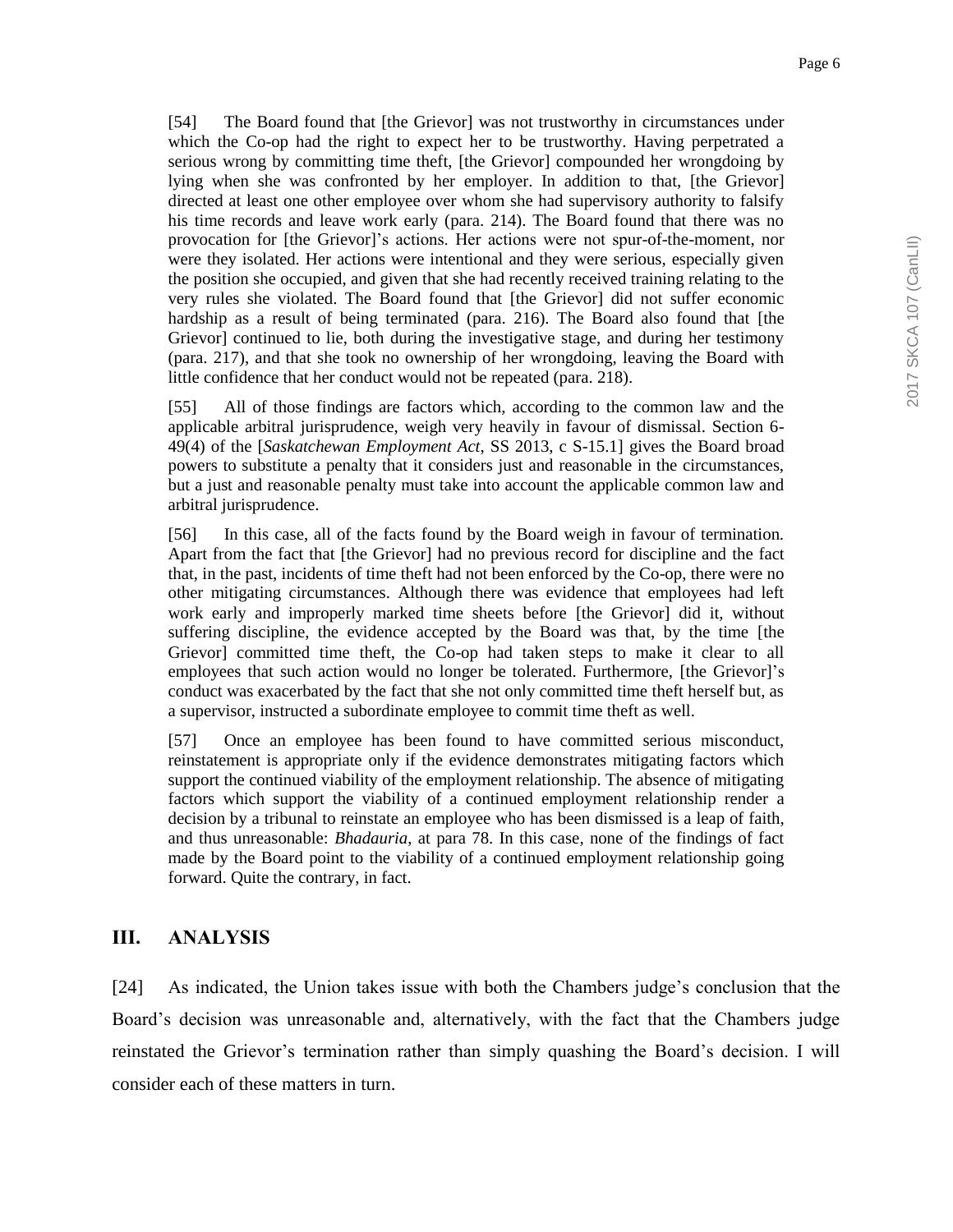> [54] The Board found that [the Grievor] was not trustworthy in circumstances under which the Co-op had the right to expect her to be trustworthy. Having perpetrated a serious wrong by committing time theft, [the Grievor] compounded her wrongdoing by lying when she was confronted by her employer. In addition to that, [the Grievor] directed at least one other employee over whom she had supervisory authority to falsify his time records and leave work early (para. 214). The Board found that there was no provocation for [the Grievor]'s actions. Her actions were not spur-of-the-moment, nor were they isolated. Her actions were intentional and they were serious, especially given the position she occupied, and given that she had recently received training relating to the very rules she violated. The Board found that [the Grievor] did not suffer economic hardship as a result of being terminated (para. 216). The Board also found that [the Grievor] continued to lie, both during the investigative stage, and during her testimony (para. 217), and that she took no ownership of her wrongdoing, leaving the Board with little confidence that her conduct would not be repeated (para. 218).
>
> [55] All of those findings are factors which, according to the common law and the applicable arbitral jurisprudence, weigh very heavily in favour of dismissal. Section 6-49(4) of the [*Saskatchewan Employment Act*, SS 2013, c S-15.1] gives the Board broad powers to substitute a penalty that it considers just and reasonable in the circumstances, but a just and reasonable penalty must take into account the applicable common law and arbitral jurisprudence.
>
> [56] In this case, all of the facts found by the Board weigh in favour of termination. Apart from the fact that [the Grievor] had no previous record for discipline and the fact that, in the past, incidents of time theft had not been enforced by the Co-op, there were no other mitigating circumstances. Although there was evidence that employees had left work early and improperly marked time sheets before [the Grievor] did it, without suffering discipline, the evidence accepted by the Board was that, by the time [the Grievor] committed time theft, the Co-op had taken steps to make it clear to all employees that such action would no longer be tolerated. Furthermore, [the Grievor]'s conduct was exacerbated by the fact that she not only committed time theft herself but, as a supervisor, instructed a subordinate employee to commit time theft as well.
>
> [57] Once an employee has been found to have committed serious misconduct, reinstatement is appropriate only if the evidence demonstrates mitigating factors which support the continued viability of the employment relationship. The absence of mitigating factors which support the viability of a continued employment relationship render a decision by a tribunal to reinstate an employee who has been dismissed is a leap of faith, and thus unreasonable: *Bhadauria*, at para 78. In this case, none of the findings of fact made by the Board point to the viability of a continued employment relationship going forward. Quite the contrary, in fact.

## III. ANALYSIS

[24] As indicated, the Union takes issue with both the Chambers judge's conclusion that the Board's decision was unreasonable and, alternatively, with the fact that the Chambers judge reinstated the Grievor's termination rather than simply quashing the Board's decision. I will consider each of these matters in turn.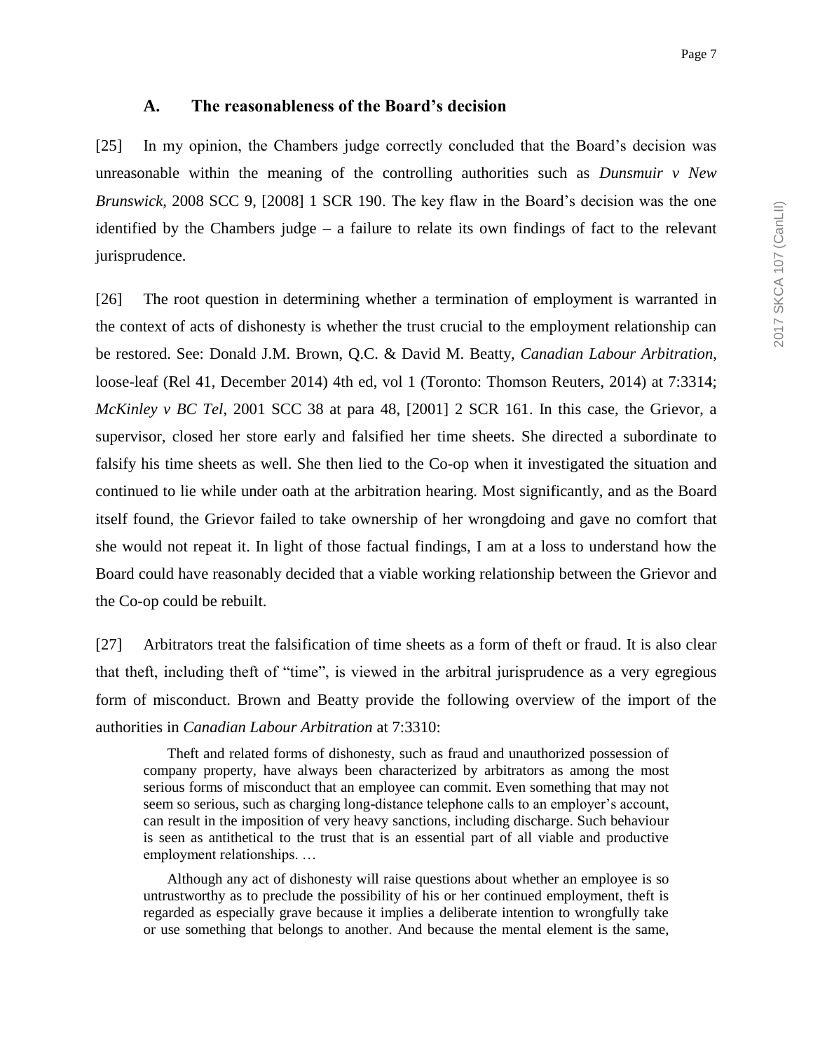### A. The reasonableness of the Board's decision

[25] In my opinion, the Chambers judge correctly concluded that the Board's decision was unreasonable within the meaning of the controlling authorities such as *Dunsmuir v New Brunswick*, 2008 SCC 9, [2008] 1 SCR 190. The key flaw in the Board's decision was the one identified by the Chambers judge – a failure to relate its own findings of fact to the relevant jurisprudence.

[26] The root question in determining whether a termination of employment is warranted in the context of acts of dishonesty is whether the trust crucial to the employment relationship can be restored. See: Donald J.M. Brown, Q.C. & David M. Beatty, *Canadian Labour Arbitration*, loose-leaf (Rel 41, December 2014) 4th ed, vol 1 (Toronto: Thomson Reuters, 2014) at 7:3314; *McKinley v BC Tel*, 2001 SCC 38 at para 48, [2001] 2 SCR 161. In this case, the Grievor, a supervisor, closed her store early and falsified her time sheets. She directed a subordinate to falsify his time sheets as well. She then lied to the Co-op when it investigated the situation and continued to lie while under oath at the arbitration hearing. Most significantly, and as the Board itself found, the Grievor failed to take ownership of her wrongdoing and gave no comfort that she would not repeat it. In light of those factual findings, I am at a loss to understand how the Board could have reasonably decided that a viable working relationship between the Grievor and the Co-op could be rebuilt.

[27] Arbitrators treat the falsification of time sheets as a form of theft or fraud. It is also clear that theft, including theft of "time", is viewed in the arbitral jurisprudence as a very egregious form of misconduct. Brown and Beatty provide the following overview of the import of the authorities in *Canadian Labour Arbitration* at 7:3310:

> Theft and related forms of dishonesty, such as fraud and unauthorized possession of company property, have always been characterized by arbitrators as among the most serious forms of misconduct that an employee can commit. Even something that may not seem so serious, such as charging long-distance telephone calls to an employer's account, can result in the imposition of very heavy sanctions, including discharge. Such behaviour is seen as antithetical to the trust that is an essential part of all viable and productive employment relationships. …
>
> Although any act of dishonesty will raise questions about whether an employee is so untrustworthy as to preclude the possibility of his or her continued employment, theft is regarded as especially grave because it implies a deliberate intention to wrongfully take or use something that belongs to another. And because the mental element is the same,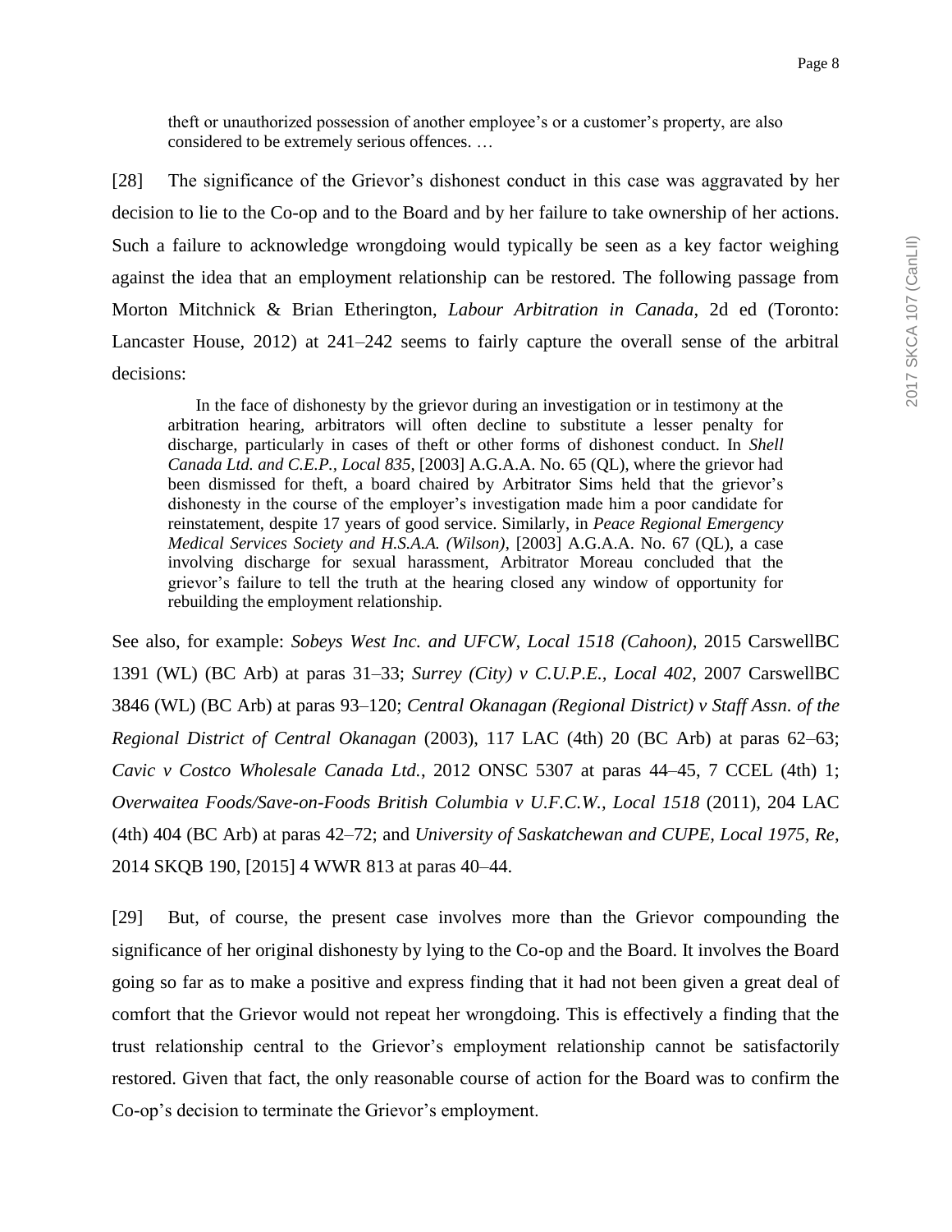> theft or unauthorized possession of another employee's or a customer's property, are also considered to be extremely serious offences. …

[28] The significance of the Grievor's dishonest conduct in this case was aggravated by her decision to lie to the Co-op and to the Board and by her failure to take ownership of her actions. Such a failure to acknowledge wrongdoing would typically be seen as a key factor weighing against the idea that an employment relationship can be restored. The following passage from Morton Mitchnick & Brian Etherington, *Labour Arbitration in Canada*, 2d ed (Toronto: Lancaster House, 2012) at 241–242 seems to fairly capture the overall sense of the arbitral decisions:

> In the face of dishonesty by the grievor during an investigation or in testimony at the arbitration hearing, arbitrators will often decline to substitute a lesser penalty for discharge, particularly in cases of theft or other forms of dishonest conduct. In *Shell Canada Ltd. and C.E.P., Local 835*, [2003] A.G.A.A. No. 65 (QL), where the grievor had been dismissed for theft, a board chaired by Arbitrator Sims held that the grievor's dishonesty in the course of the employer's investigation made him a poor candidate for reinstatement, despite 17 years of good service. Similarly, in *Peace Regional Emergency Medical Services Society and H.S.A.A. (Wilson)*, [2003] A.G.A.A. No. 67 (QL), a case involving discharge for sexual harassment, Arbitrator Moreau concluded that the grievor's failure to tell the truth at the hearing closed any window of opportunity for rebuilding the employment relationship.

See also, for example: *Sobeys West Inc. and UFCW, Local 1518 (Cahoon)*, 2015 CarswellBC 1391 (WL) (BC Arb) at paras 31–33; *Surrey (City) v C.U.P.E., Local 402*, 2007 CarswellBC 3846 (WL) (BC Arb) at paras 93–120; *Central Okanagan (Regional District) v Staff Assn. of the Regional District of Central Okanagan* (2003), 117 LAC (4th) 20 (BC Arb) at paras 62–63; *Cavic v Costco Wholesale Canada Ltd.*, 2012 ONSC 5307 at paras 44–45, 7 CCEL (4th) 1; *Overwaitea Foods/Save-on-Foods British Columbia v U.F.C.W., Local 1518* (2011), 204 LAC (4th) 404 (BC Arb) at paras 42–72; and *University of Saskatchewan and CUPE, Local 1975, Re*, 2014 SKQB 190, [2015] 4 WWR 813 at paras 40–44.

[29] But, of course, the present case involves more than the Grievor compounding the significance of her original dishonesty by lying to the Co-op and the Board. It involves the Board going so far as to make a positive and express finding that it had not been given a great deal of comfort that the Grievor would not repeat her wrongdoing. This is effectively a finding that the trust relationship central to the Grievor's employment relationship cannot be satisfactorily restored. Given that fact, the only reasonable course of action for the Board was to confirm the Co-op's decision to terminate the Grievor's employment.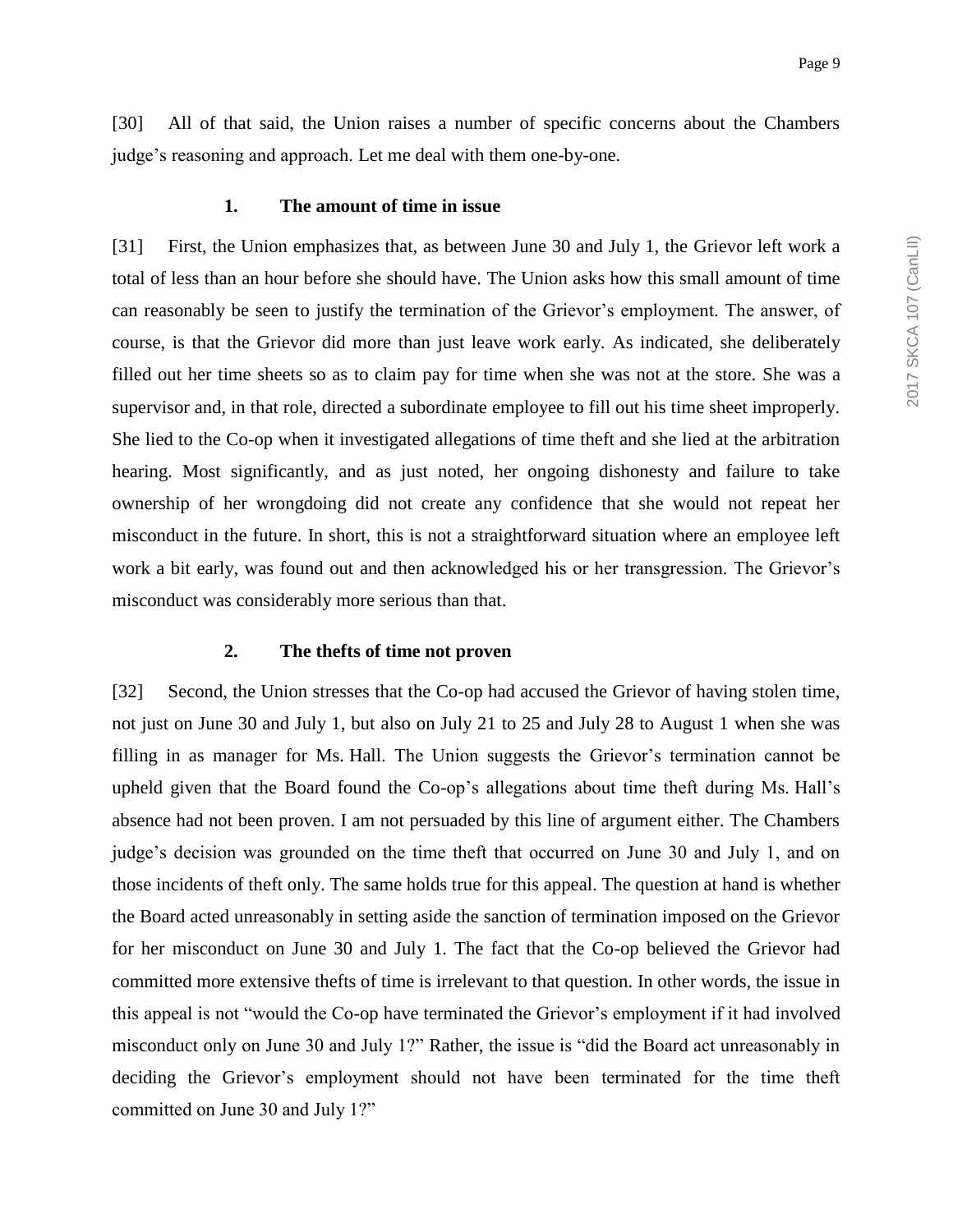[30] All of that said, the Union raises a number of specific concerns about the Chambers judge's reasoning and approach. Let me deal with them one-by-one.

### 1. The amount of time in issue

[31] First, the Union emphasizes that, as between June 30 and July 1, the Grievor left work a total of less than an hour before she should have. The Union asks how this small amount of time can reasonably be seen to justify the termination of the Grievor's employment. The answer, of course, is that the Grievor did more than just leave work early. As indicated, she deliberately filled out her time sheets so as to claim pay for time when she was not at the store. She was a supervisor and, in that role, directed a subordinate employee to fill out his time sheet improperly. She lied to the Co-op when it investigated allegations of time theft and she lied at the arbitration hearing. Most significantly, and as just noted, her ongoing dishonesty and failure to take ownership of her wrongdoing did not create any confidence that she would not repeat her misconduct in the future. In short, this is not a straightforward situation where an employee left work a bit early, was found out and then acknowledged his or her transgression. The Grievor's misconduct was considerably more serious than that.

### 2. The thefts of time not proven

[32] Second, the Union stresses that the Co-op had accused the Grievor of having stolen time, not just on June 30 and July 1, but also on July 21 to 25 and July 28 to August 1 when she was filling in as manager for Ms. Hall. The Union suggests the Grievor's termination cannot be upheld given that the Board found the Co-op's allegations about time theft during Ms. Hall's absence had not been proven. I am not persuaded by this line of argument either. The Chambers judge's decision was grounded on the time theft that occurred on June 30 and July 1, and on those incidents of theft only. The same holds true for this appeal. The question at hand is whether the Board acted unreasonably in setting aside the sanction of termination imposed on the Grievor for her misconduct on June 30 and July 1. The fact that the Co-op believed the Grievor had committed more extensive thefts of time is irrelevant to that question. In other words, the issue in this appeal is not "would the Co-op have terminated the Grievor's employment if it had involved misconduct only on June 30 and July 1?" Rather, the issue is "did the Board act unreasonably in deciding the Grievor's employment should not have been terminated for the time theft committed on June 30 and July 1?"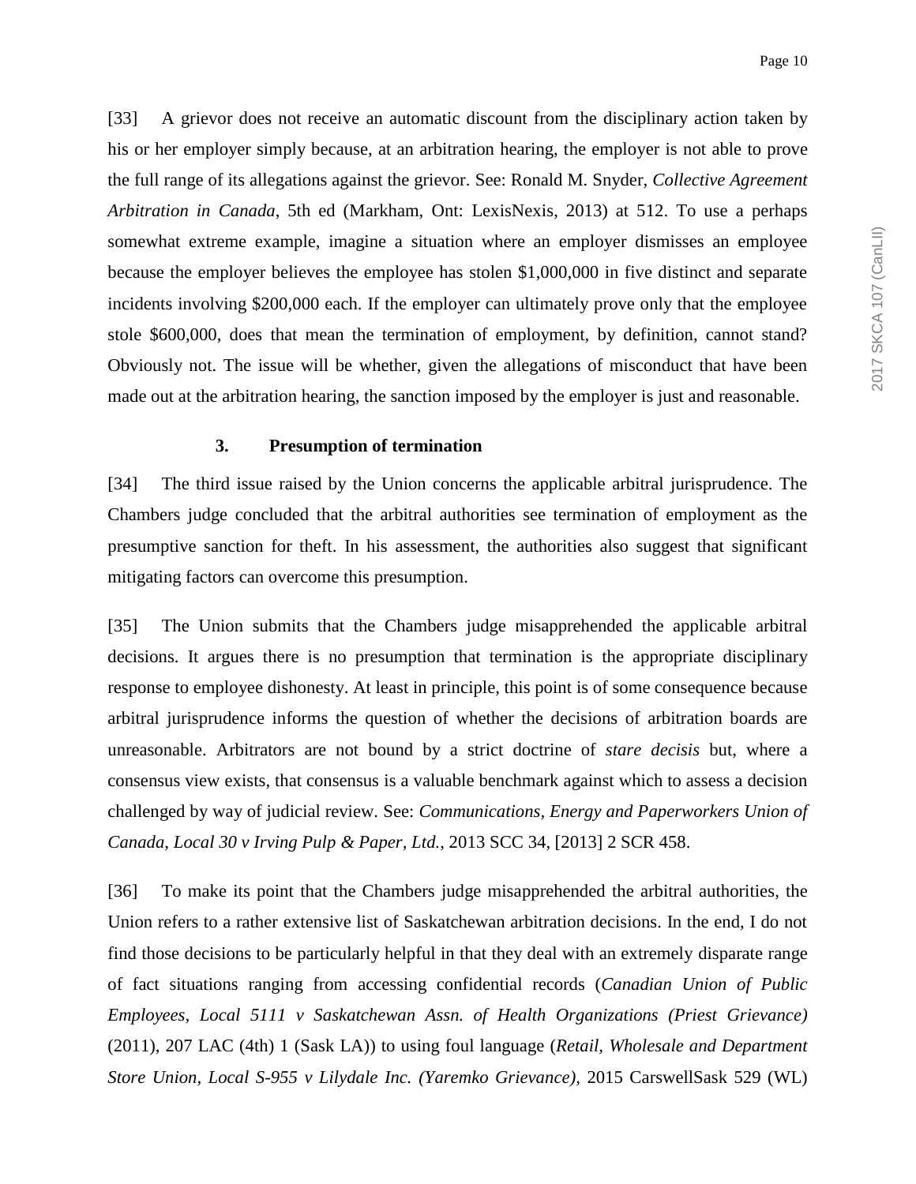[33] A grievor does not receive an automatic discount from the disciplinary action taken by his or her employer simply because, at an arbitration hearing, the employer is not able to prove the full range of its allegations against the grievor. See: Ronald M. Snyder, *Collective Agreement Arbitration in Canada*, 5th ed (Markham, Ont: LexisNexis, 2013) at 512. To use a perhaps somewhat extreme example, imagine a situation where an employer dismisses an employee because the employer believes the employee has stolen $1,000,000 in five distinct and separate incidents involving $200,000 each. If the employer can ultimately prove only that the employee stole $600,000, does that mean the termination of employment, by definition, cannot stand? Obviously not. The issue will be whether, given the allegations of misconduct that have been made out at the arbitration hearing, the sanction imposed by the employer is just and reasonable.

### 3. Presumption of termination

[34] The third issue raised by the Union concerns the applicable arbitral jurisprudence. The Chambers judge concluded that the arbitral authorities see termination of employment as the presumptive sanction for theft. In his assessment, the authorities also suggest that significant mitigating factors can overcome this presumption.

[35] The Union submits that the Chambers judge misapprehended the applicable arbitral decisions. It argues there is no presumption that termination is the appropriate disciplinary response to employee dishonesty. At least in principle, this point is of some consequence because arbitral jurisprudence informs the question of whether the decisions of arbitration boards are unreasonable. Arbitrators are not bound by a strict doctrine of *stare decisis* but, where a consensus view exists, that consensus is a valuable benchmark against which to assess a decision challenged by way of judicial review. See: *Communications, Energy and Paperworkers Union of Canada, Local 30 v Irving Pulp & Paper, Ltd.*, 2013 SCC 34, [2013] 2 SCR 458.

[36] To make its point that the Chambers judge misapprehended the arbitral authorities, the Union refers to a rather extensive list of Saskatchewan arbitration decisions. In the end, I do not find those decisions to be particularly helpful in that they deal with an extremely disparate range of fact situations ranging from accessing confidential records (*Canadian Union of Public Employees, Local 5111 v Saskatchewan Assn. of Health Organizations (Priest Grievance)* (2011), 207 LAC (4th) 1 (Sask LA)) to using foul language (*Retail, Wholesale and Department Store Union, Local S-955 v Lilydale Inc. (Yaremko Grievance)*, 2015 CarswellSask 529 (WL)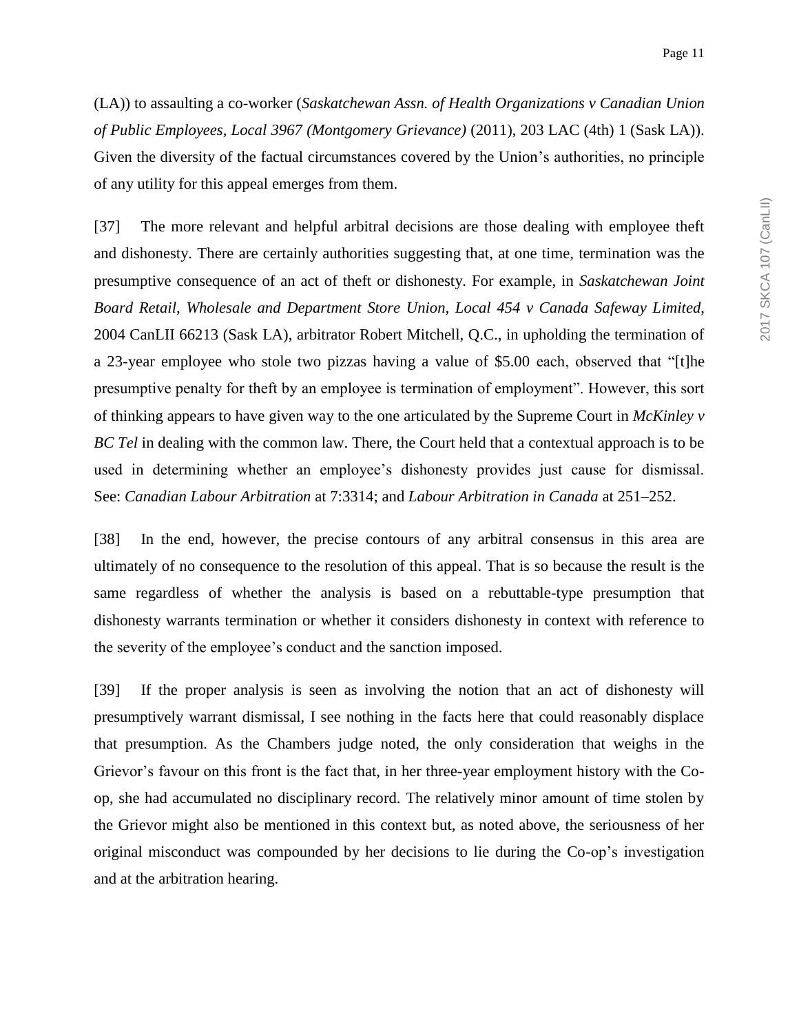(LA)) to assaulting a co-worker (*Saskatchewan Assn. of Health Organizations v Canadian Union of Public Employees, Local 3967 (Montgomery Grievance)* (2011), 203 LAC (4th) 1 (Sask LA)). Given the diversity of the factual circumstances covered by the Union's authorities, no principle of any utility for this appeal emerges from them.

[37] The more relevant and helpful arbitral decisions are those dealing with employee theft and dishonesty. There are certainly authorities suggesting that, at one time, termination was the presumptive consequence of an act of theft or dishonesty. For example, in *Saskatchewan Joint Board Retail, Wholesale and Department Store Union, Local 454 v Canada Safeway Limited*, 2004 CanLII 66213 (Sask LA), arbitrator Robert Mitchell, Q.C., in upholding the termination of a 23-year employee who stole two pizzas having a value of $5.00 each, observed that "[t]he presumptive penalty for theft by an employee is termination of employment". However, this sort of thinking appears to have given way to the one articulated by the Supreme Court in *McKinley v BC Tel* in dealing with the common law. There, the Court held that a contextual approach is to be used in determining whether an employee's dishonesty provides just cause for dismissal. See: *Canadian Labour Arbitration* at 7:3314; and *Labour Arbitration in Canada* at 251–252.

[38] In the end, however, the precise contours of any arbitral consensus in this area are ultimately of no consequence to the resolution of this appeal. That is so because the result is the same regardless of whether the analysis is based on a rebuttable-type presumption that dishonesty warrants termination or whether it considers dishonesty in context with reference to the severity of the employee's conduct and the sanction imposed.

[39] If the proper analysis is seen as involving the notion that an act of dishonesty will presumptively warrant dismissal, I see nothing in the facts here that could reasonably displace that presumption. As the Chambers judge noted, the only consideration that weighs in the Grievor's favour on this front is the fact that, in her three-year employment history with the Co-op, she had accumulated no disciplinary record. The relatively minor amount of time stolen by the Grievor might also be mentioned in this context but, as noted above, the seriousness of her original misconduct was compounded by her decisions to lie during the Co-op's investigation and at the arbitration hearing.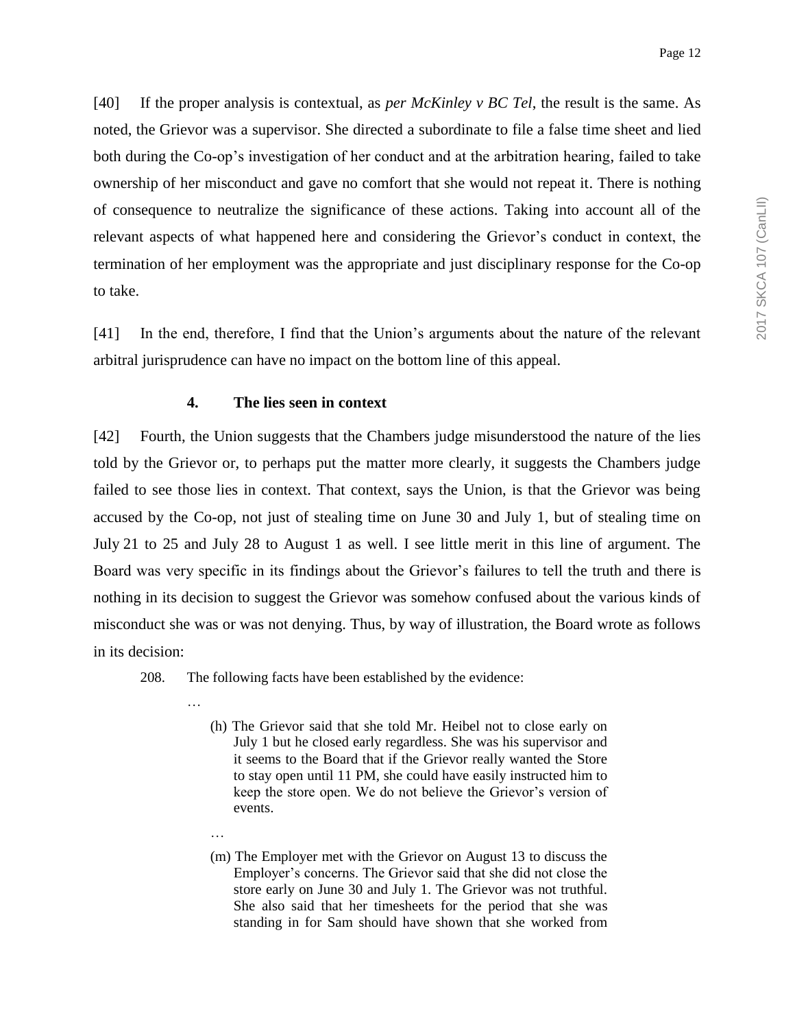[40] If the proper analysis is contextual, as *per McKinley v BC Tel*, the result is the same. As noted, the Grievor was a supervisor. She directed a subordinate to file a false time sheet and lied both during the Co-op's investigation of her conduct and at the arbitration hearing, failed to take ownership of her misconduct and gave no comfort that she would not repeat it. There is nothing of consequence to neutralize the significance of these actions. Taking into account all of the relevant aspects of what happened here and considering the Grievor's conduct in context, the termination of her employment was the appropriate and just disciplinary response for the Co-op to take.

[41] In the end, therefore, I find that the Union's arguments about the nature of the relevant arbitral jurisprudence can have no impact on the bottom line of this appeal.

### 4. The lies seen in context

[42] Fourth, the Union suggests that the Chambers judge misunderstood the nature of the lies told by the Grievor or, to perhaps put the matter more clearly, it suggests the Chambers judge failed to see those lies in context. That context, says the Union, is that the Grievor was being accused by the Co-op, not just of stealing time on June 30 and July 1, but of stealing time on July 21 to 25 and July 28 to August 1 as well. I see little merit in this line of argument. The Board was very specific in its findings about the Grievor's failures to tell the truth and there is nothing in its decision to suggest the Grievor was somehow confused about the various kinds of misconduct she was or was not denying. Thus, by way of illustration, the Board wrote as follows in its decision:

> 208. The following facts have been established by the evidence:
>
> …
>
> (h) The Grievor said that she told Mr. Heibel not to close early on July 1 but he closed early regardless. She was his supervisor and it seems to the Board that if the Grievor really wanted the Store to stay open until 11 PM, she could have easily instructed him to keep the store open. We do not believe the Grievor's version of events.
>
> …
>
> (m) The Employer met with the Grievor on August 13 to discuss the Employer's concerns. The Grievor said that she did not close the store early on June 30 and July 1. The Grievor was not truthful. She also said that her timesheets for the period that she was standing in for Sam should have shown that she worked from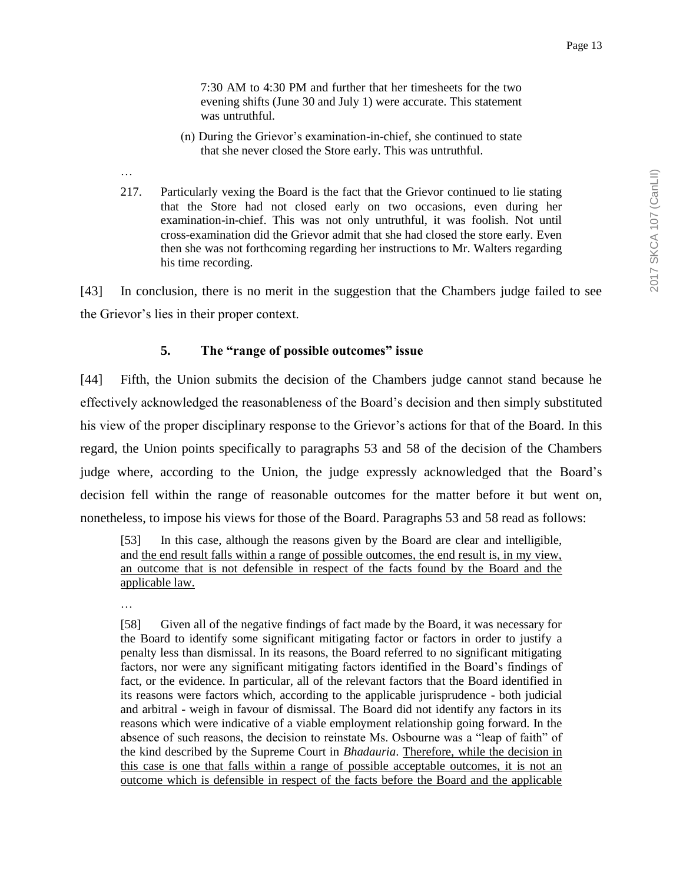> 7:30 AM to 4:30 PM and further that her timesheets for the two evening shifts (June 30 and July 1) were accurate. This statement was untruthful.
>
> (n) During the Grievor's examination-in-chief, she continued to state that she never closed the Store early. This was untruthful.
>
> …
>
> 217. Particularly vexing the Board is the fact that the Grievor continued to lie stating that the Store had not closed early on two occasions, even during her examination-in-chief. This was not only untruthful, it was foolish. Not until cross-examination did the Grievor admit that she had closed the store early. Even then she was not forthcoming regarding her instructions to Mr. Walters regarding his time recording.

[43] In conclusion, there is no merit in the suggestion that the Chambers judge failed to see the Grievor's lies in their proper context.

### 5. The "range of possible outcomes" issue

[44] Fifth, the Union submits the decision of the Chambers judge cannot stand because he effectively acknowledged the reasonableness of the Board's decision and then simply substituted his view of the proper disciplinary response to the Grievor's actions for that of the Board. In this regard, the Union points specifically to paragraphs 53 and 58 of the decision of the Chambers judge where, according to the Union, the judge expressly acknowledged that the Board's decision fell within the range of reasonable outcomes for the matter before it but went on, nonetheless, to impose his views for those of the Board. Paragraphs 53 and 58 read as follows:

> [53] In this case, although the reasons given by the Board are clear and intelligible, and <u>the end result falls within a range of possible outcomes, the end result is, in my view, an outcome that is not defensible in respect of the facts found by the Board and the applicable law.</u>
>
> …
>
> [58] Given all of the negative findings of fact made by the Board, it was necessary for the Board to identify some significant mitigating factor or factors in order to justify a penalty less than dismissal. In its reasons, the Board referred to no significant mitigating factors, nor were any significant mitigating factors identified in the Board's findings of fact, or the evidence. In particular, all of the relevant factors that the Board identified in its reasons were factors which, according to the applicable jurisprudence - both judicial and arbitral - weigh in favour of dismissal. The Board did not identify any factors in its reasons which were indicative of a viable employment relationship going forward. In the absence of such reasons, the decision to reinstate Ms. Osbourne was a "leap of faith" of the kind described by the Supreme Court in *Bhadauria*. <u>Therefore, while the decision in this case is one that falls within a range of possible acceptable outcomes, it is not an outcome which is defensible in respect of the facts before the Board and the applicable</u>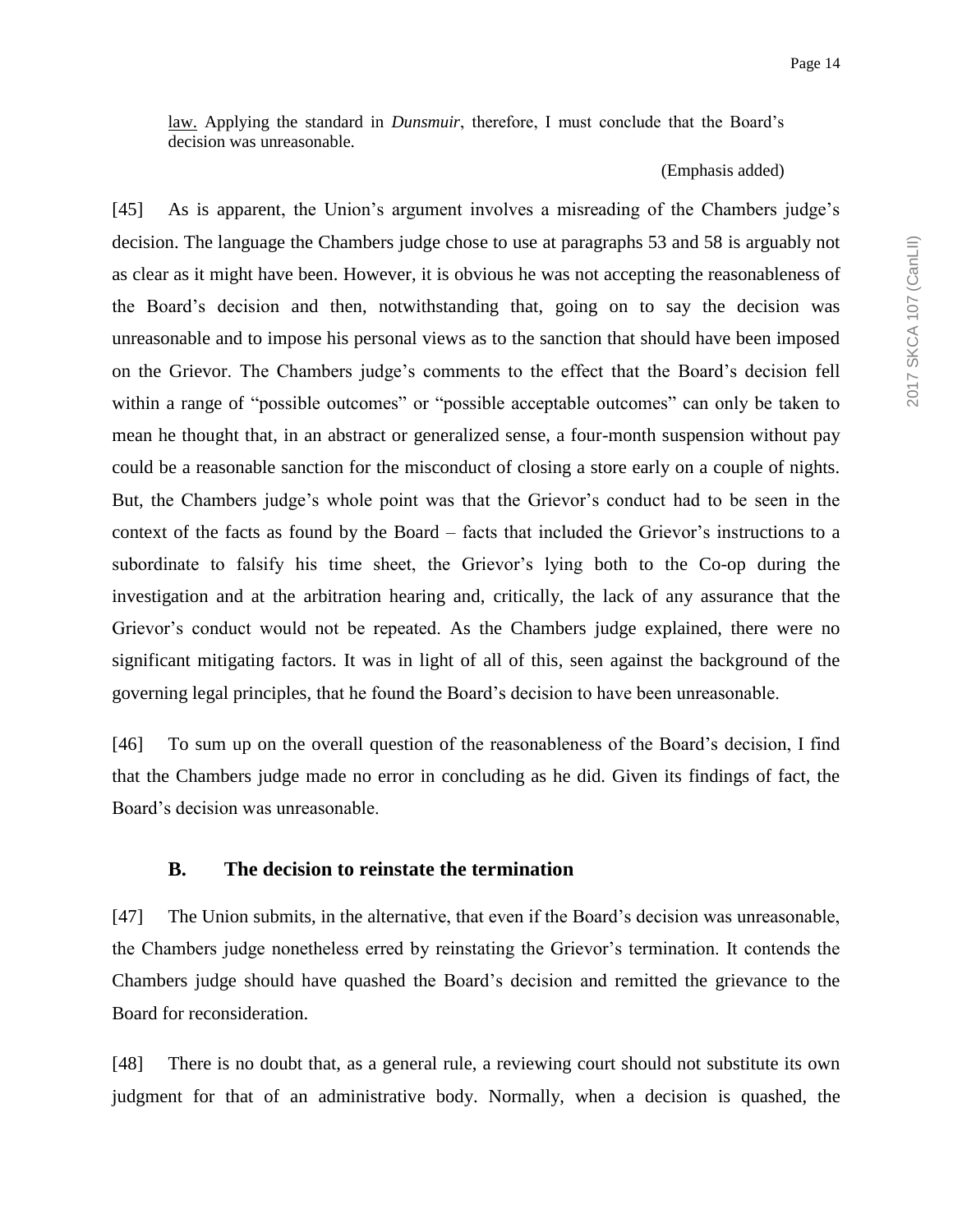law. Applying the standard in *Dunsmuir*, therefore, I must conclude that the Board's decision was unreasonable.

(Emphasis added)

[45] As is apparent, the Union's argument involves a misreading of the Chambers judge's decision. The language the Chambers judge chose to use at paragraphs 53 and 58 is arguably not as clear as it might have been. However, it is obvious he was not accepting the reasonableness of the Board's decision and then, notwithstanding that, going on to say the decision was unreasonable and to impose his personal views as to the sanction that should have been imposed on the Grievor. The Chambers judge's comments to the effect that the Board's decision fell within a range of "possible outcomes" or "possible acceptable outcomes" can only be taken to mean he thought that, in an abstract or generalized sense, a four-month suspension without pay could be a reasonable sanction for the misconduct of closing a store early on a couple of nights. But, the Chambers judge's whole point was that the Grievor's conduct had to be seen in the context of the facts as found by the Board – facts that included the Grievor's instructions to a subordinate to falsify his time sheet, the Grievor's lying both to the Co-op during the investigation and at the arbitration hearing and, critically, the lack of any assurance that the Grievor's conduct would not be repeated. As the Chambers judge explained, there were no significant mitigating factors. It was in light of all of this, seen against the background of the governing legal principles, that he found the Board's decision to have been unreasonable.

[46] To sum up on the overall question of the reasonableness of the Board's decision, I find that the Chambers judge made no error in concluding as he did. Given its findings of fact, the Board's decision was unreasonable.

### B. The decision to reinstate the termination

[47] The Union submits, in the alternative, that even if the Board's decision was unreasonable, the Chambers judge nonetheless erred by reinstating the Grievor's termination. It contends the Chambers judge should have quashed the Board's decision and remitted the grievance to the Board for reconsideration.

[48] There is no doubt that, as a general rule, a reviewing court should not substitute its own judgment for that of an administrative body. Normally, when a decision is quashed, the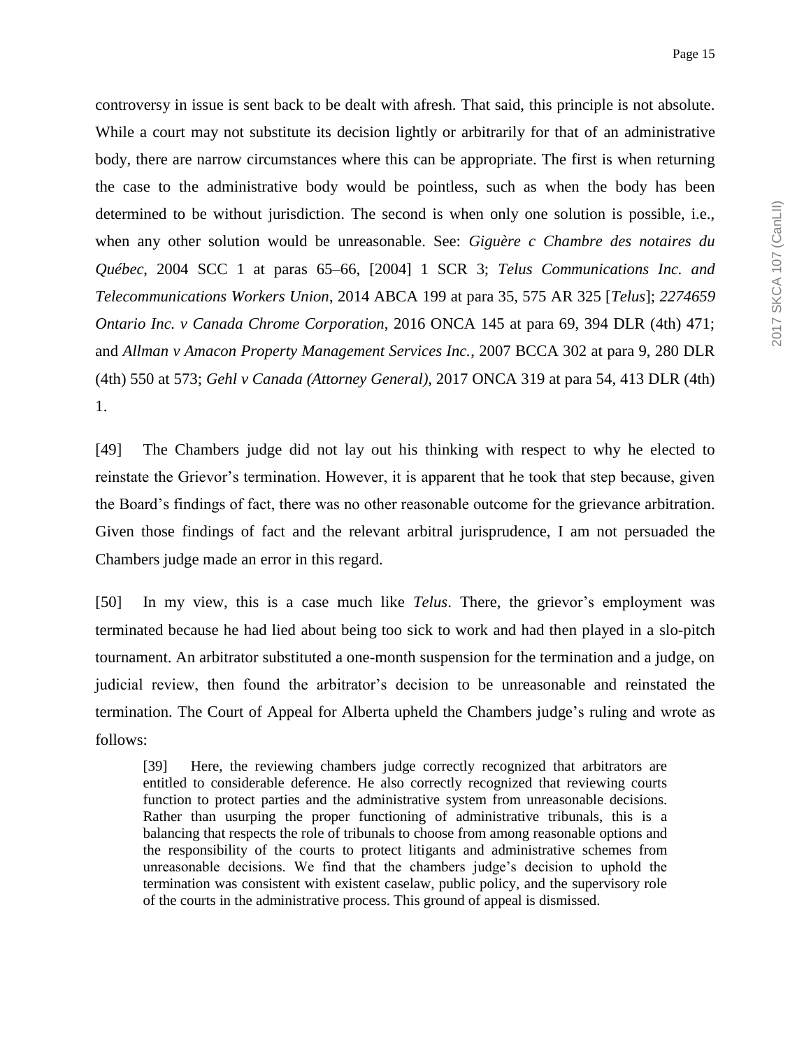controversy in issue is sent back to be dealt with afresh. That said, this principle is not absolute. While a court may not substitute its decision lightly or arbitrarily for that of an administrative body, there are narrow circumstances where this can be appropriate. The first is when returning the case to the administrative body would be pointless, such as when the body has been determined to be without jurisdiction. The second is when only one solution is possible, i.e., when any other solution would be unreasonable. See: *Giguère c Chambre des notaires du Québec*, 2004 SCC 1 at paras 65–66, [2004] 1 SCR 3; *Telus Communications Inc. and Telecommunications Workers Union*, 2014 ABCA 199 at para 35, 575 AR 325 [*Telus*]; *2274659 Ontario Inc. v Canada Chrome Corporation*, 2016 ONCA 145 at para 69, 394 DLR (4th) 471; and *Allman v Amacon Property Management Services Inc.*, 2007 BCCA 302 at para 9, 280 DLR (4th) 550 at 573; *Gehl v Canada (Attorney General)*, 2017 ONCA 319 at para 54, 413 DLR (4th) 1.

[49] The Chambers judge did not lay out his thinking with respect to why he elected to reinstate the Grievor's termination. However, it is apparent that he took that step because, given the Board's findings of fact, there was no other reasonable outcome for the grievance arbitration. Given those findings of fact and the relevant arbitral jurisprudence, I am not persuaded the Chambers judge made an error in this regard.

[50] In my view, this is a case much like *Telus*. There, the grievor's employment was terminated because he had lied about being too sick to work and had then played in a slo-pitch tournament. An arbitrator substituted a one-month suspension for the termination and a judge, on judicial review, then found the arbitrator's decision to be unreasonable and reinstated the termination. The Court of Appeal for Alberta upheld the Chambers judge's ruling and wrote as follows:

> [39] Here, the reviewing chambers judge correctly recognized that arbitrators are entitled to considerable deference. He also correctly recognized that reviewing courts function to protect parties and the administrative system from unreasonable decisions. Rather than usurping the proper functioning of administrative tribunals, this is a balancing that respects the role of tribunals to choose from among reasonable options and the responsibility of the courts to protect litigants and administrative schemes from unreasonable decisions. We find that the chambers judge's decision to uphold the termination was consistent with existent caselaw, public policy, and the supervisory role of the courts in the administrative process. This ground of appeal is dismissed.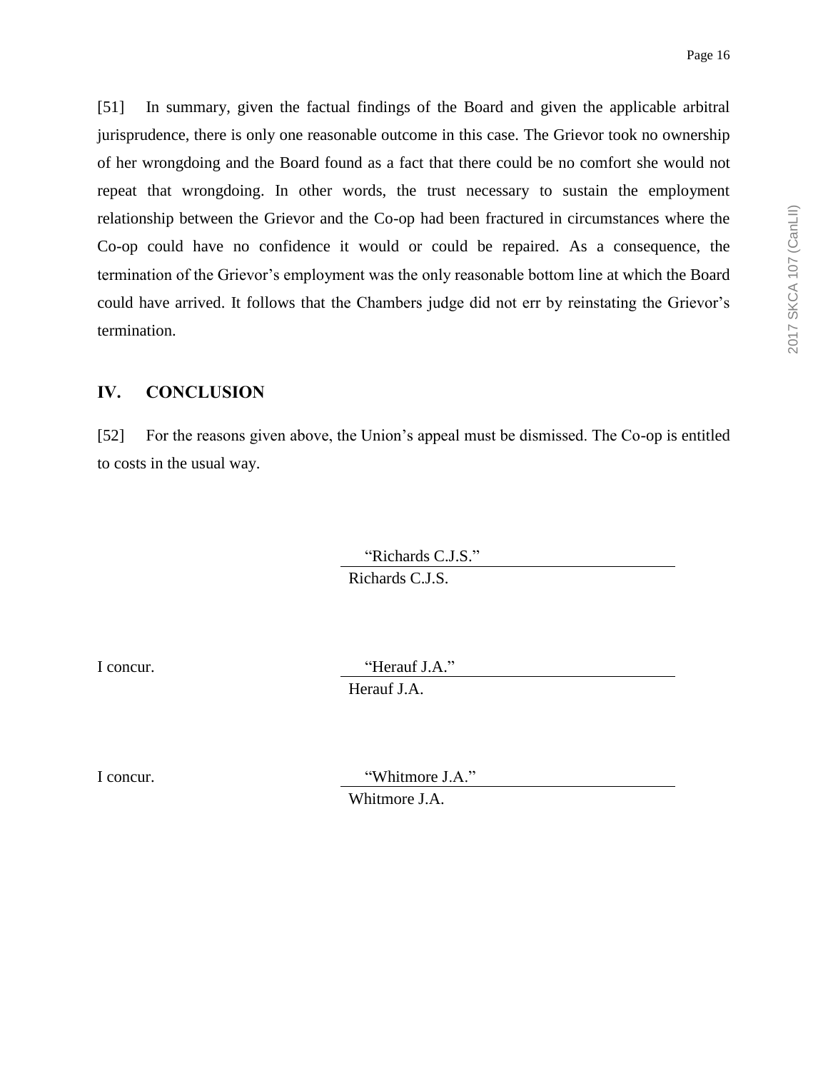[51] In summary, given the factual findings of the Board and given the applicable arbitral jurisprudence, there is only one reasonable outcome in this case. The Grievor took no ownership of her wrongdoing and the Board found as a fact that there could be no comfort she would not repeat that wrongdoing. In other words, the trust necessary to sustain the employment relationship between the Grievor and the Co-op had been fractured in circumstances where the Co-op could have no confidence it would or could be repaired. As a consequence, the termination of the Grievor's employment was the only reasonable bottom line at which the Board could have arrived. It follows that the Chambers judge did not err by reinstating the Grievor's termination.

## IV. CONCLUSION

[52] For the reasons given above, the Union's appeal must be dismissed. The Co-op is entitled to costs in the usual way.

"Richards C.J.S."
Richards C.J.S.

I concur. "Herauf J.A."
Herauf J.A.

I concur. "Whitmore J.A."
Whitmore J.A.